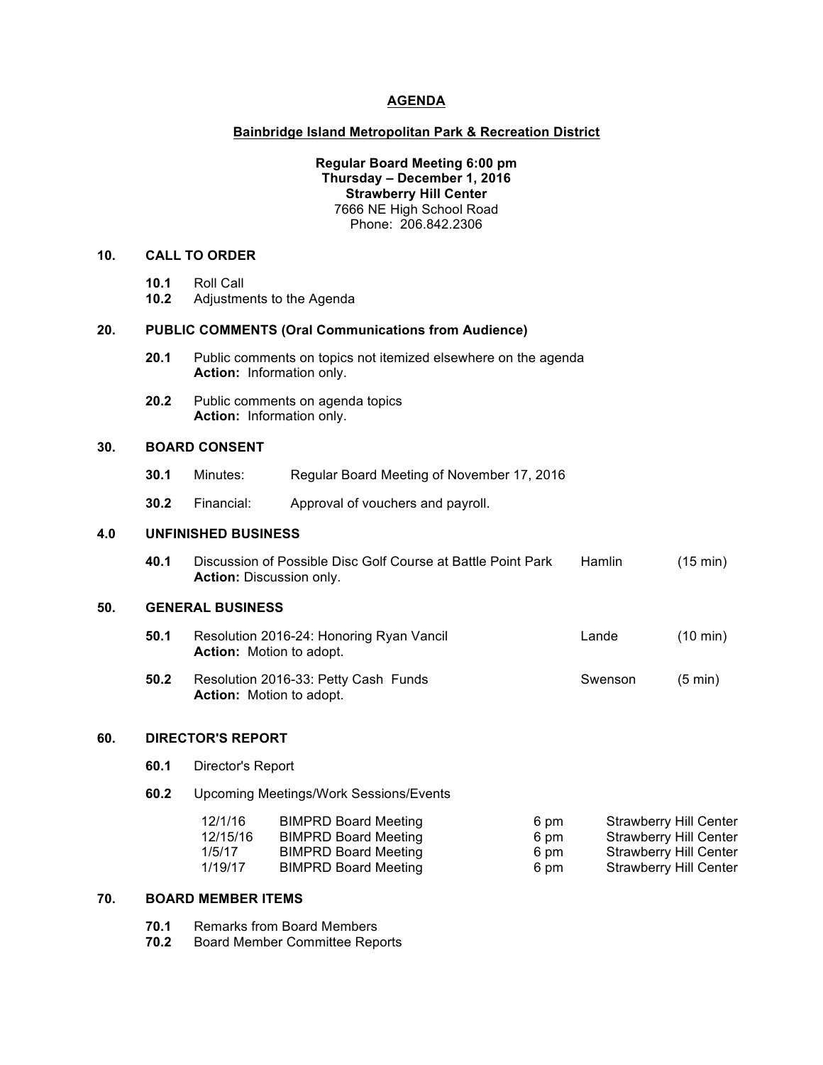# AGENDA

## Bainbridge Island Metropolitan Park & Recreation District

**Regular Board Meeting 6:00 pm**
**Thursday – December 1, 2016**
**Strawberry Hill Center**
7666 NE High School Road
Phone: 206.842.2306

### 10. CALL TO ORDER

**10.1** Roll Call
**10.2** Adjustments to the Agenda

### 20. PUBLIC COMMENTS (Oral Communications from Audience)

**20.1** Public comments on topics not itemized elsewhere on the agenda
**Action:** Information only.

**20.2** Public comments on agenda topics
**Action:** Information only.

### 30. BOARD CONSENT

**30.1** Minutes: Regular Board Meeting of November 17, 2016

**30.2** Financial: Approval of vouchers and payroll.

### 4.0 UNFINISHED BUSINESS

**40.1** Discussion of Possible Disc Golf Course at Battle Point Park — Hamlin (15 min)
**Action:** Discussion only.

### 50. GENERAL BUSINESS

**50.1** Resolution 2016-24: Honoring Ryan Vancil — Lande (10 min)
**Action:** Motion to adopt.

**50.2** Resolution 2016-33: Petty Cash Funds — Swenson (5 min)
**Action:** Motion to adopt.

### 60. DIRECTOR'S REPORT

**60.1** Director's Report

**60.2** Upcoming Meetings/Work Sessions/Events

| | | | |
|---|---|---|---|
| 12/1/16 | BIMPRD Board Meeting | 6 pm | Strawberry Hill Center |
| 12/15/16 | BIMPRD Board Meeting | 6 pm | Strawberry Hill Center |
| 1/5/17 | BIMPRD Board Meeting | 6 pm | Strawberry Hill Center |
| 1/19/17 | BIMPRD Board Meeting | 6 pm | Strawberry Hill Center |

### 70. BOARD MEMBER ITEMS

**70.1** Remarks from Board Members
**70.2** Board Member Committee Reports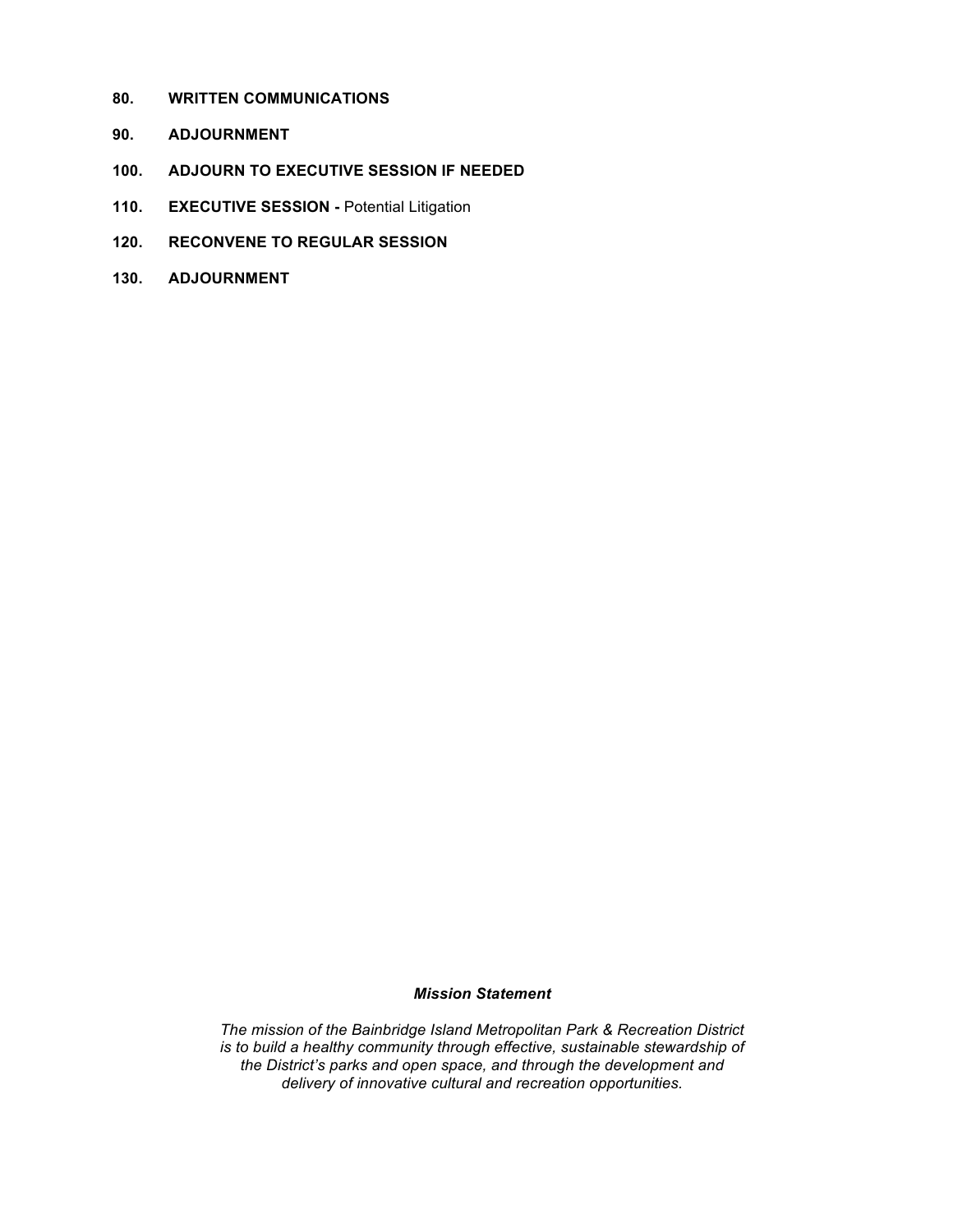**80. WRITTEN COMMUNICATIONS**

**90. ADJOURNMENT**

**100. ADJOURN TO EXECUTIVE SESSION IF NEEDED**

**110. EXECUTIVE SESSION -** Potential Litigation

**120. RECONVENE TO REGULAR SESSION**

**130. ADJOURNMENT**

***Mission Statement***

*The mission of the Bainbridge Island Metropolitan Park & Recreation District is to build a healthy community through effective, sustainable stewardship of the District's parks and open space, and through the development and delivery of innovative cultural and recreation opportunities.*